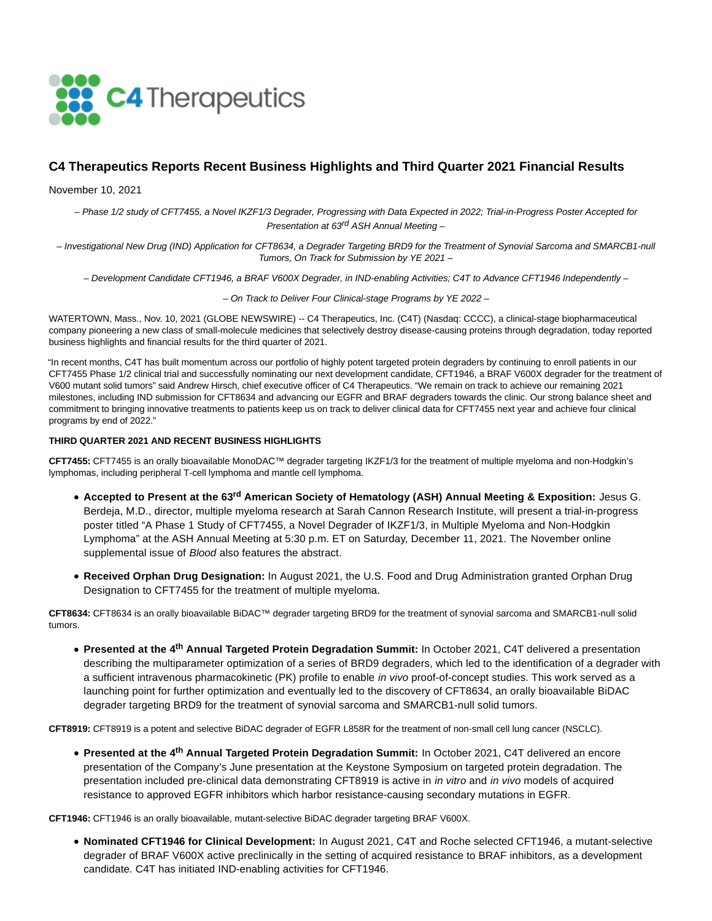# C4 Therapeutics Reports Recent Business Highlights and Third Quarter 2021 Financial Results

November 10, 2021

*– Phase 1/2 study of CFT7455, a Novel IKZF1/3 Degrader, Progressing with Data Expected in 2022; Trial-in-Progress Poster Accepted for Presentation at 63rd ASH Annual Meeting –*

*– Investigational New Drug (IND) Application for CFT8634, a Degrader Targeting BRD9 for the Treatment of Synovial Sarcoma and SMARCB1-null Tumors, On Track for Submission by YE 2021 –*

*– Development Candidate CFT1946, a BRAF V600X Degrader, in IND-enabling Activities; C4T to Advance CFT1946 Independently –*

*– On Track to Deliver Four Clinical-stage Programs by YE 2022 –*

WATERTOWN, Mass., Nov. 10, 2021 (GLOBE NEWSWIRE) -- C4 Therapeutics, Inc. (C4T) (Nasdaq: CCCC), a clinical-stage biopharmaceutical company pioneering a new class of small-molecule medicines that selectively destroy disease-causing proteins through degradation, today reported business highlights and financial results for the third quarter of 2021.

"In recent months, C4T has built momentum across our portfolio of highly potent targeted protein degraders by continuing to enroll patients in our CFT7455 Phase 1/2 clinical trial and successfully nominating our next development candidate, CFT1946, a BRAF V600X degrader for the treatment of V600 mutant solid tumors" said Andrew Hirsch, chief executive officer of C4 Therapeutics. "We remain on track to achieve our remaining 2021 milestones, including IND submission for CFT8634 and advancing our EGFR and BRAF degraders towards the clinic. Our strong balance sheet and commitment to bringing innovative treatments to patients keep us on track to deliver clinical data for CFT7455 next year and achieve four clinical programs by end of 2022."

**THIRD QUARTER 2021 AND RECENT BUSINESS HIGHLIGHTS**

**CFT7455:** CFT7455 is an orally bioavailable MonoDAC™ degrader targeting IKZF1/3 for the treatment of multiple myeloma and non-Hodgkin's lymphomas, including peripheral T-cell lymphoma and mantle cell lymphoma.

- **Accepted to Present at the 63rd American Society of Hematology (ASH) Annual Meeting & Exposition:** Jesus G. Berdeja, M.D., director, multiple myeloma research at Sarah Cannon Research Institute, will present a trial-in-progress poster titled "A Phase 1 Study of CFT7455, a Novel Degrader of IKZF1/3, in Multiple Myeloma and Non-Hodgkin Lymphoma" at the ASH Annual Meeting at 5:30 p.m. ET on Saturday, December 11, 2021. The November online supplemental issue of *Blood* also features the abstract.
- **Received Orphan Drug Designation:** In August 2021, the U.S. Food and Drug Administration granted Orphan Drug Designation to CFT7455 for the treatment of multiple myeloma.

**CFT8634:** CFT8634 is an orally bioavailable BiDAC™ degrader targeting BRD9 for the treatment of synovial sarcoma and SMARCB1-null solid tumors.

- **Presented at the 4th Annual Targeted Protein Degradation Summit:** In October 2021, C4T delivered a presentation describing the multiparameter optimization of a series of BRD9 degraders, which led to the identification of a degrader with a sufficient intravenous pharmacokinetic (PK) profile to enable *in vivo* proof-of-concept studies. This work served as a launching point for further optimization and eventually led to the discovery of CFT8634, an orally bioavailable BiDAC degrader targeting BRD9 for the treatment of synovial sarcoma and SMARCB1-null solid tumors.

**CFT8919:** CFT8919 is a potent and selective BiDAC degrader of EGFR L858R for the treatment of non-small cell lung cancer (NSCLC).

- **Presented at the 4th Annual Targeted Protein Degradation Summit:** In October 2021, C4T delivered an encore presentation of the Company's June presentation at the Keystone Symposium on targeted protein degradation. The presentation included pre-clinical data demonstrating CFT8919 is active in *in vitro* and *in vivo* models of acquired resistance to approved EGFR inhibitors which harbor resistance-causing secondary mutations in EGFR.

**CFT1946:** CFT1946 is an orally bioavailable, mutant-selective BiDAC degrader targeting BRAF V600X.

- **Nominated CFT1946 for Clinical Development:** In August 2021, C4T and Roche selected CFT1946, a mutant-selective degrader of BRAF V600X active preclinically in the setting of acquired resistance to BRAF inhibitors, as a development candidate. C4T has initiated IND-enabling activities for CFT1946.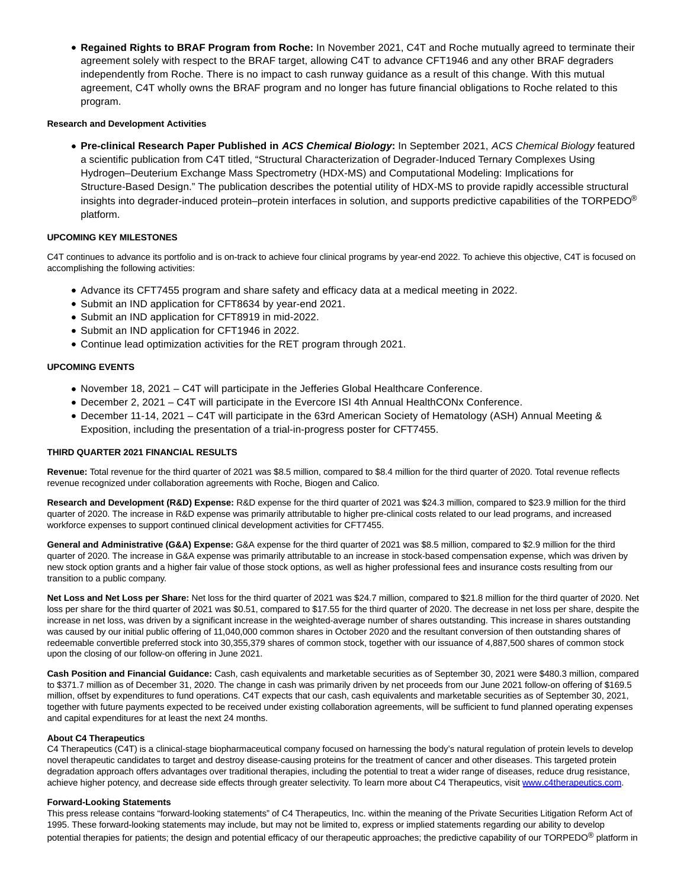- **Regained Rights to BRAF Program from Roche:** In November 2021, C4T and Roche mutually agreed to terminate their agreement solely with respect to the BRAF target, allowing C4T to advance CFT1946 and any other BRAF degraders independently from Roche. There is no impact to cash runway guidance as a result of this change. With this mutual agreement, C4T wholly owns the BRAF program and no longer has future financial obligations to Roche related to this program.

**Research and Development Activities**

- **Pre-clinical Research Paper Published in *ACS Chemical Biology*:** In September 2021, *ACS Chemical Biology* featured a scientific publication from C4T titled, "Structural Characterization of Degrader-Induced Ternary Complexes Using Hydrogen–Deuterium Exchange Mass Spectrometry (HDX-MS) and Computational Modeling: Implications for Structure-Based Design." The publication describes the potential utility of HDX-MS to provide rapidly accessible structural insights into degrader-induced protein–protein interfaces in solution, and supports predictive capabilities of the TORPEDO® platform.

**UPCOMING KEY MILESTONES**

C4T continues to advance its portfolio and is on-track to achieve four clinical programs by year-end 2022. To achieve this objective, C4T is focused on accomplishing the following activities:

- Advance its CFT7455 program and share safety and efficacy data at a medical meeting in 2022.
- Submit an IND application for CFT8634 by year-end 2021.
- Submit an IND application for CFT8919 in mid-2022.
- Submit an IND application for CFT1946 in 2022.
- Continue lead optimization activities for the RET program through 2021.

**UPCOMING EVENTS**

- November 18, 2021 – C4T will participate in the Jefferies Global Healthcare Conference.
- December 2, 2021 – C4T will participate in the Evercore ISI 4th Annual HealthCONx Conference.
- December 11-14, 2021 – C4T will participate in the 63rd American Society of Hematology (ASH) Annual Meeting & Exposition, including the presentation of a trial-in-progress poster for CFT7455.

**THIRD QUARTER 2021 FINANCIAL RESULTS**

**Revenue:** Total revenue for the third quarter of 2021 was $8.5 million, compared to $8.4 million for the third quarter of 2020. Total revenue reflects revenue recognized under collaboration agreements with Roche, Biogen and Calico.

**Research and Development (R&D) Expense:** R&D expense for the third quarter of 2021 was $24.3 million, compared to $23.9 million for the third quarter of 2020. The increase in R&D expense was primarily attributable to higher pre-clinical costs related to our lead programs, and increased workforce expenses to support continued clinical development activities for CFT7455.

**General and Administrative (G&A) Expense:** G&A expense for the third quarter of 2021 was $8.5 million, compared to $2.9 million for the third quarter of 2020. The increase in G&A expense was primarily attributable to an increase in stock-based compensation expense, which was driven by new stock option grants and a higher fair value of those stock options, as well as higher professional fees and insurance costs resulting from our transition to a public company.

**Net Loss and Net Loss per Share:** Net loss for the third quarter of 2021 was $24.7 million, compared to $21.8 million for the third quarter of 2020. Net loss per share for the third quarter of 2021 was $0.51, compared to $17.55 for the third quarter of 2020. The decrease in net loss per share, despite the increase in net loss, was driven by a significant increase in the weighted-average number of shares outstanding. This increase in shares outstanding was caused by our initial public offering of 11,040,000 common shares in October 2020 and the resultant conversion of then outstanding shares of redeemable convertible preferred stock into 30,355,379 shares of common stock, together with our issuance of 4,887,500 shares of common stock upon the closing of our follow-on offering in June 2021.

**Cash Position and Financial Guidance:** Cash, cash equivalents and marketable securities as of September 30, 2021 were $480.3 million, compared to $371.7 million as of December 31, 2020. The change in cash was primarily driven by net proceeds from our June 2021 follow-on offering of $169.5 million, offset by expenditures to fund operations. C4T expects that our cash, cash equivalents and marketable securities as of September 30, 2021, together with future payments expected to be received under existing collaboration agreements, will be sufficient to fund planned operating expenses and capital expenditures for at least the next 24 months.

**About C4 Therapeutics**

C4 Therapeutics (C4T) is a clinical-stage biopharmaceutical company focused on harnessing the body's natural regulation of protein levels to develop novel therapeutic candidates to target and destroy disease-causing proteins for the treatment of cancer and other diseases. This targeted protein degradation approach offers advantages over traditional therapies, including the potential to treat a wider range of diseases, reduce drug resistance, achieve higher potency, and decrease side effects through greater selectivity. To learn more about C4 Therapeutics, visit [www.c4therapeutics.com](http://www.c4therapeutics.com).

**Forward-Looking Statements**

This press release contains "forward-looking statements" of C4 Therapeutics, Inc. within the meaning of the Private Securities Litigation Reform Act of 1995. These forward-looking statements may include, but may not be limited to, express or implied statements regarding our ability to develop potential therapies for patients; the design and potential efficacy of our therapeutic approaches; the predictive capability of our TORPEDO® platform in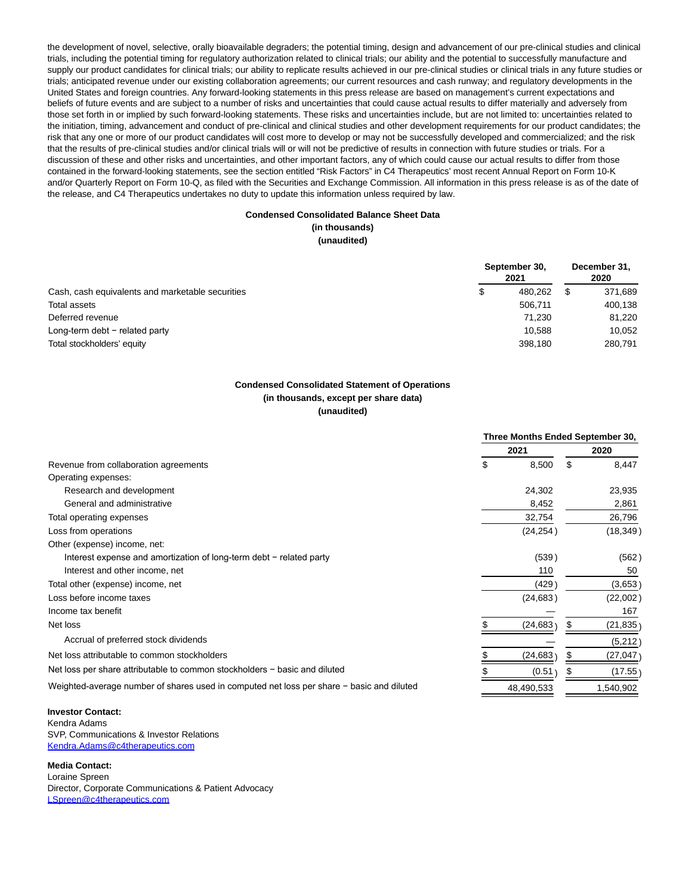the development of novel, selective, orally bioavailable degraders; the potential timing, design and advancement of our pre-clinical studies and clinical trials, including the potential timing for regulatory authorization related to clinical trials; our ability and the potential to successfully manufacture and supply our product candidates for clinical trials; our ability to replicate results achieved in our pre-clinical studies or clinical trials in any future studies or trials; anticipated revenue under our existing collaboration agreements; our current resources and cash runway; and regulatory developments in the United States and foreign countries. Any forward-looking statements in this press release are based on management's current expectations and beliefs of future events and are subject to a number of risks and uncertainties that could cause actual results to differ materially and adversely from those set forth in or implied by such forward-looking statements. These risks and uncertainties include, but are not limited to: uncertainties related to the initiation, timing, advancement and conduct of pre-clinical and clinical studies and other development requirements for our product candidates; the risk that any one or more of our product candidates will cost more to develop or may not be successfully developed and commercialized; and the risk that the results of pre-clinical studies and/or clinical trials will or will not be predictive of results in connection with future studies or trials. For a discussion of these and other risks and uncertainties, and other important factors, any of which could cause our actual results to differ from those contained in the forward-looking statements, see the section entitled "Risk Factors" in C4 Therapeutics' most recent Annual Report on Form 10-K and/or Quarterly Report on Form 10-Q, as filed with the Securities and Exchange Commission. All information in this press release is as of the date of the release, and C4 Therapeutics undertakes no duty to update this information unless required by law.

**Condensed Consolidated Balance Sheet Data**
**(in thousands)**
**(unaudited)**

| | September 30, 2021 | December 31, 2020 |
|---|---|---|
| Cash, cash equivalents and marketable securities | $ 480,262 | $ 371,689 |
| Total assets | 506,711 | 400,138 |
| Deferred revenue | 71,230 | 81,220 |
| Long-term debt − related party | 10,588 | 10,052 |
| Total stockholders' equity | 398,180 | 280,791 |

**Condensed Consolidated Statement of Operations**
**(in thousands, except per share data)**
**(unaudited)**

| | Three Months Ended September 30, | |
|---|---|---|
| | 2021 | 2020 |
| Revenue from collaboration agreements | $ 8,500 | $ 8,447 |
| Operating expenses: | | |
| Research and development | 24,302 | 23,935 |
| General and administrative | 8,452 | 2,861 |
| Total operating expenses | 32,754 | 26,796 |
| Loss from operations | (24,254) | (18,349) |
| Other (expense) income, net: | | |
| Interest expense and amortization of long-term debt − related party | (539) | (562) |
| Interest and other income, net | 110 | 50 |
| Total other (expense) income, net | (429) | (3,653) |
| Loss before income taxes | (24,683) | (22,002) |
| Income tax benefit | — | 167 |
| Net loss | $ (24,683) | $ (21,835) |
| Accrual of preferred stock dividends | — | (5,212) |
| Net loss attributable to common stockholders | $ (24,683) | $ (27,047) |
| Net loss per share attributable to common stockholders − basic and diluted | $ (0.51) | $ (17.55) |
| Weighted-average number of shares used in computed net loss per share − basic and diluted | 48,490,533 | 1,540,902 |

**Investor Contact:**
Kendra Adams
SVP, Communications & Investor Relations
Kendra.Adams@c4therapeutics.com

**Media Contact:**
Loraine Spreen
Director, Corporate Communications & Patient Advocacy
LSpreen@c4therapeutics.com